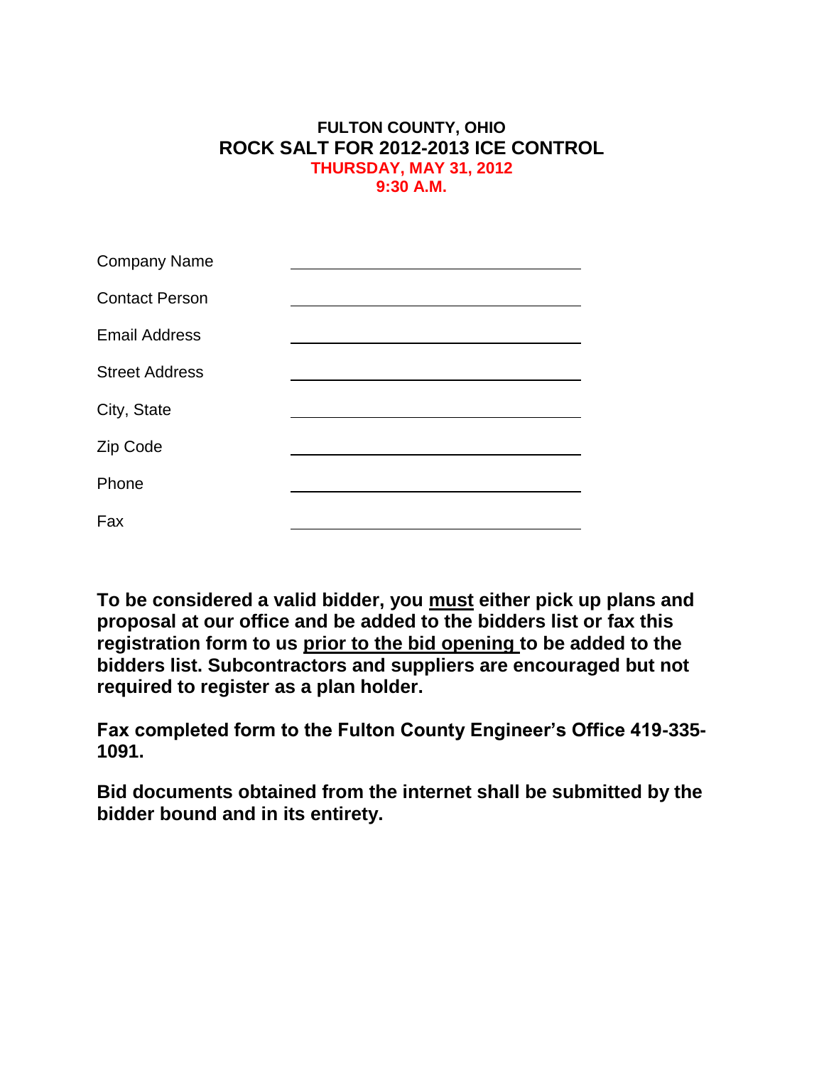**FULTON COUNTY, OHIO**

# ROCK SALT FOR 2012-2013 ICE CONTROL

**THURSDAY, MAY 31, 2012**

**9:30 A.M.**

| | |
|---|---|
| Company Name | ______________________________ |
| Contact Person | ______________________________ |
| Email Address | ______________________________ |
| Street Address | ______________________________ |
| City, State | ______________________________ |
| Zip Code | ______________________________ |
| Phone | ______________________________ |
| Fax | ______________________________ |

**To be considered a valid bidder, you <u>must</u> either pick up plans and proposal at our office and be added to the bidders list or fax this registration form to us <u>prior to the bid opening</u> to be added to the bidders list. Subcontractors and suppliers are encouraged but not required to register as a plan holder.**

**Fax completed form to the Fulton County Engineer's Office 419-335-1091.**

**Bid documents obtained from the internet shall be submitted by the bidder bound and in its entirety.**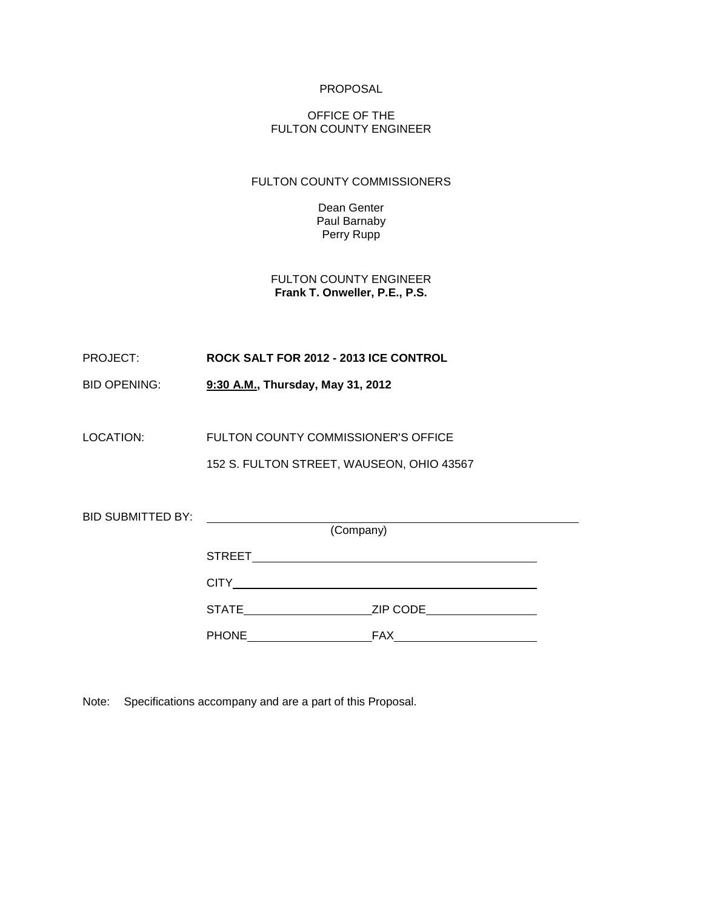PROPOSAL

OFFICE OF THE
FULTON COUNTY ENGINEER

FULTON COUNTY COMMISSIONERS

Dean Genter
Paul Barnaby
Perry Rupp

FULTON COUNTY ENGINEER
**Frank T. Onweller, P.E., P.S.**

PROJECT: **ROCK SALT FOR 2012 - 2013 ICE CONTROL**

BID OPENING: **9:30 A.M., Thursday, May 31, 2012**

LOCATION: FULTON COUNTY COMMISSIONER'S OFFICE

152 S. FULTON STREET, WAUSEON, OHIO 43567

BID SUBMITTED BY: \_\_\_\_\_\_\_\_\_\_\_\_\_\_\_\_\_\_\_\_\_\_\_\_\_\_\_\_\_\_\_\_\_\_\_\_\_\_\_\_
(Company)

STREET\_\_\_\_\_\_\_\_\_\_\_\_\_\_\_\_\_\_\_\_\_\_\_\_\_\_\_\_\_\_\_\_\_\_\_\_

CITY\_\_\_\_\_\_\_\_\_\_\_\_\_\_\_\_\_\_\_\_\_\_\_\_\_\_\_\_\_\_\_\_\_\_\_\_\_\_

STATE\_\_\_\_\_\_\_\_\_\_\_\_\_\_\_ZIP CODE\_\_\_\_\_\_\_\_\_\_\_\_\_

PHONE\_\_\_\_\_\_\_\_\_\_\_\_\_\_\_FAX\_\_\_\_\_\_\_\_\_\_\_\_\_\_\_\_\_

Note: Specifications accompany and are a part of this Proposal.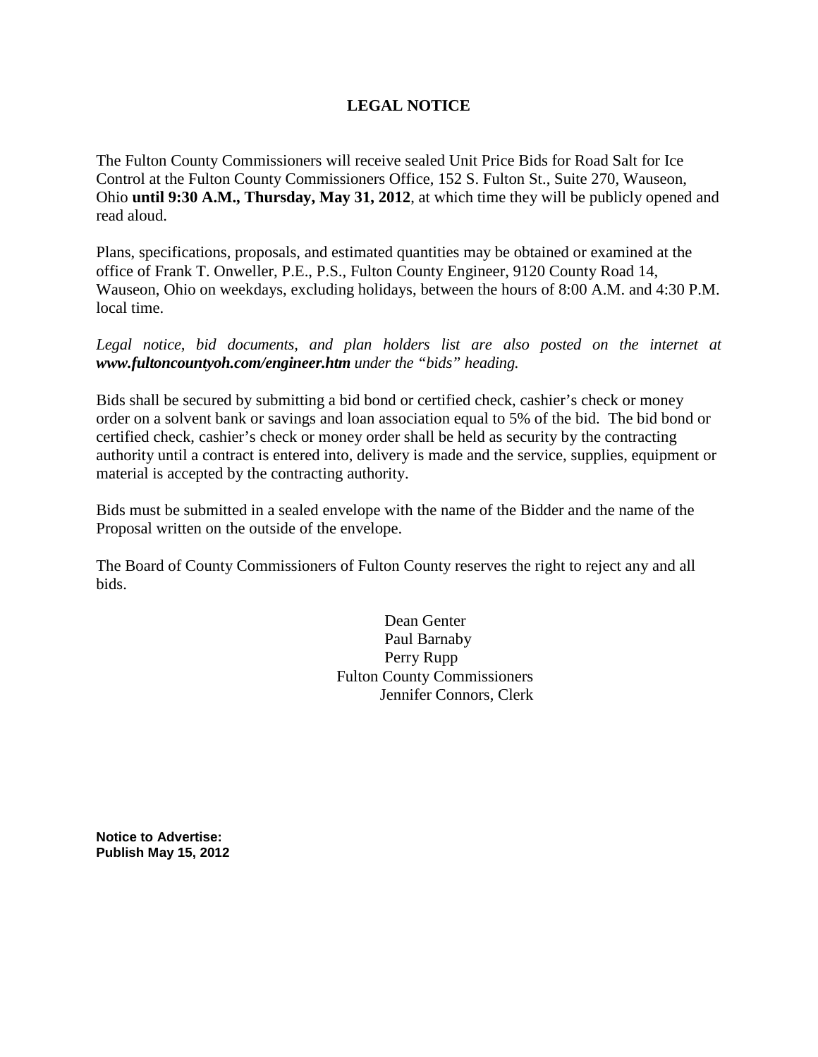# LEGAL NOTICE

The Fulton County Commissioners will receive sealed Unit Price Bids for Road Salt for Ice Control at the Fulton County Commissioners Office, 152 S. Fulton St., Suite 270, Wauseon, Ohio **until 9:30 A.M., Thursday, May 31, 2012**, at which time they will be publicly opened and read aloud.

Plans, specifications, proposals, and estimated quantities may be obtained or examined at the office of Frank T. Onweller, P.E., P.S., Fulton County Engineer, 9120 County Road 14, Wauseon, Ohio on weekdays, excluding holidays, between the hours of 8:00 A.M. and 4:30 P.M. local time.

*Legal notice, bid documents, and plan holders list are also posted on the internet at* ***www.fultoncountyoh.com/engineer.htm*** *under the "bids" heading.*

Bids shall be secured by submitting a bid bond or certified check, cashier's check or money order on a solvent bank or savings and loan association equal to 5% of the bid. The bid bond or certified check, cashier's check or money order shall be held as security by the contracting authority until a contract is entered into, delivery is made and the service, supplies, equipment or material is accepted by the contracting authority.

Bids must be submitted in a sealed envelope with the name of the Bidder and the name of the Proposal written on the outside of the envelope.

The Board of County Commissioners of Fulton County reserves the right to reject any and all bids.

Dean Genter
Paul Barnaby
Perry Rupp
Fulton County Commissioners
Jennifer Connors, Clerk

**Notice to Advertise:**
**Publish May 15, 2012**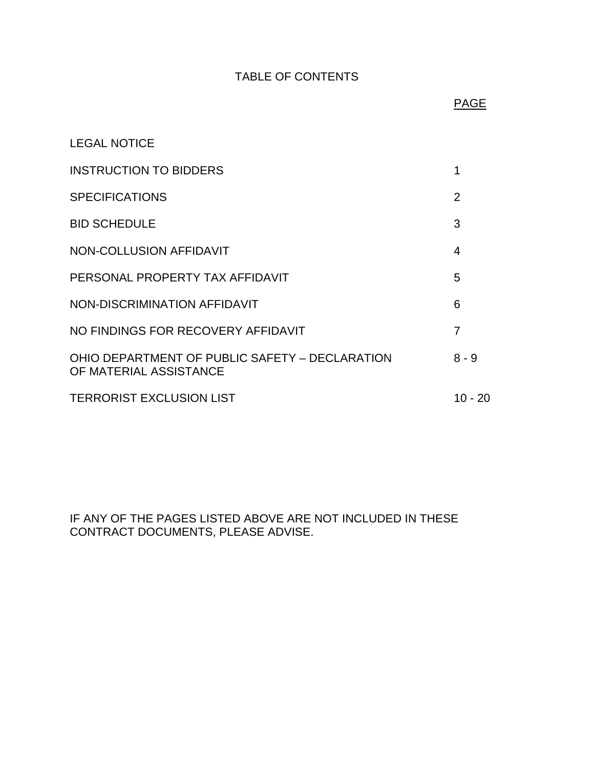# TABLE OF CONTENTS

| | PAGE |
|---|---|
| LEGAL NOTICE | |
| INSTRUCTION TO BIDDERS | 1 |
| SPECIFICATIONS | 2 |
| BID SCHEDULE | 3 |
| NON-COLLUSION AFFIDAVIT | 4 |
| PERSONAL PROPERTY TAX AFFIDAVIT | 5 |
| NON-DISCRIMINATION AFFIDAVIT | 6 |
| NO FINDINGS FOR RECOVERY AFFIDAVIT | 7 |
| OHIO DEPARTMENT OF PUBLIC SAFETY – DECLARATION OF MATERIAL ASSISTANCE | 8 - 9 |
| TERRORIST EXCLUSION LIST | 10 - 20 |

IF ANY OF THE PAGES LISTED ABOVE ARE NOT INCLUDED IN THESE CONTRACT DOCUMENTS, PLEASE ADVISE.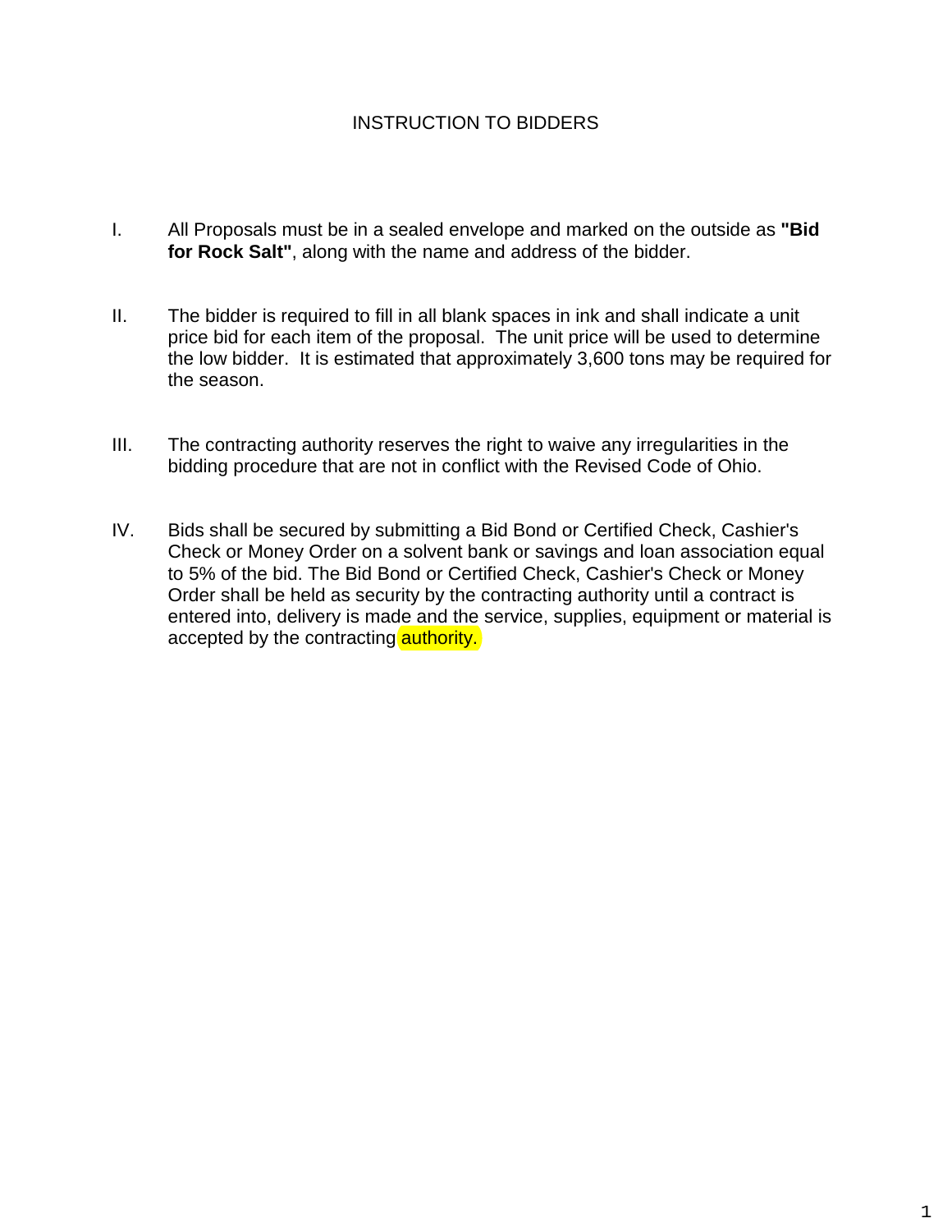# INSTRUCTION TO BIDDERS

I. All Proposals must be in a sealed envelope and marked on the outside as **"Bid for Rock Salt"**, along with the name and address of the bidder.

II. The bidder is required to fill in all blank spaces in ink and shall indicate a unit price bid for each item of the proposal. The unit price will be used to determine the low bidder. It is estimated that approximately 3,600 tons may be required for the season.

III. The contracting authority reserves the right to waive any irregularities in the bidding procedure that are not in conflict with the Revised Code of Ohio.

IV. Bids shall be secured by submitting a Bid Bond or Certified Check, Cashier's Check or Money Order on a solvent bank or savings and loan association equal to 5% of the bid. The Bid Bond or Certified Check, Cashier's Check or Money Order shall be held as security by the contracting authority until a contract is entered into, delivery is made and the service, supplies, equipment or material is accepted by the contracting authority.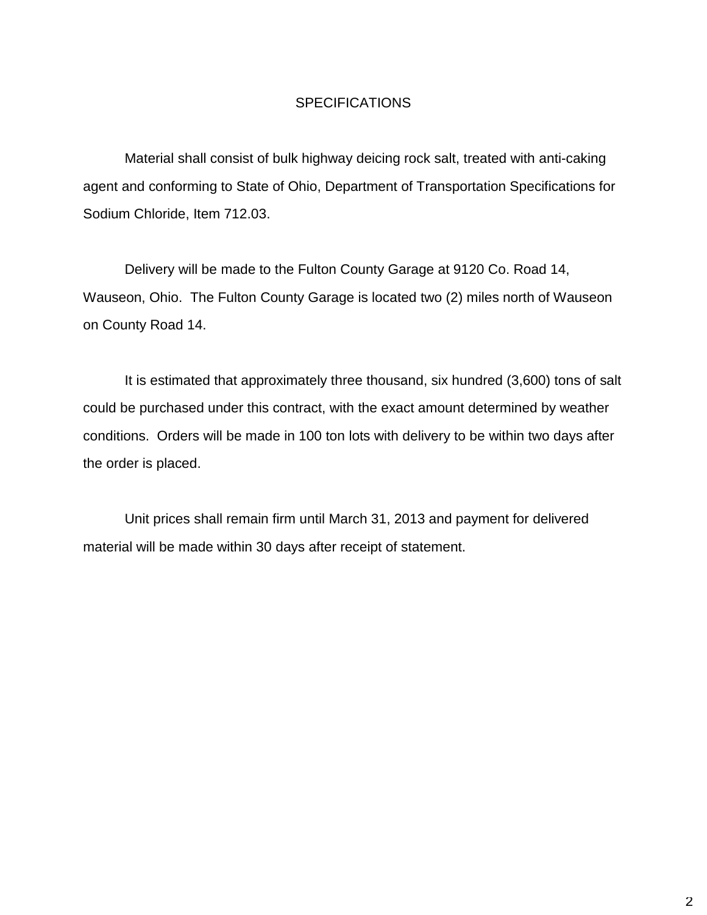# SPECIFICATIONS

Material shall consist of bulk highway deicing rock salt, treated with anti-caking agent and conforming to State of Ohio, Department of Transportation Specifications for Sodium Chloride, Item 712.03.

Delivery will be made to the Fulton County Garage at 9120 Co. Road 14, Wauseon, Ohio. The Fulton County Garage is located two (2) miles north of Wauseon on County Road 14.

It is estimated that approximately three thousand, six hundred (3,600) tons of salt could be purchased under this contract, with the exact amount determined by weather conditions. Orders will be made in 100 ton lots with delivery to be within two days after the order is placed.

Unit prices shall remain firm until March 31, 2013 and payment for delivered material will be made within 30 days after receipt of statement.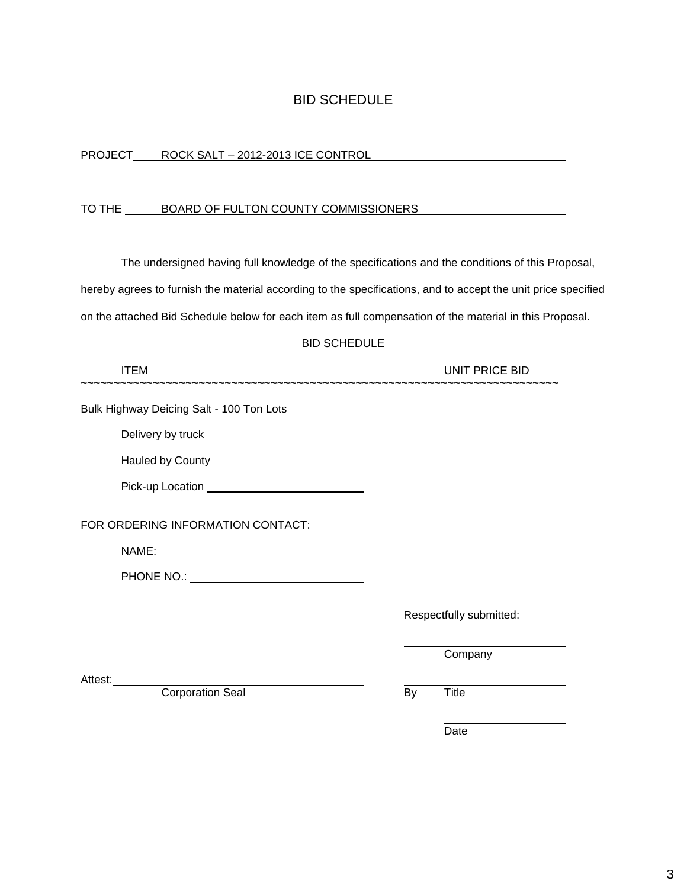# BID SCHEDULE

PROJECT ROCK SALT – 2012-2013 ICE CONTROL

TO THE BOARD OF FULTON COUNTY COMMISSIONERS

The undersigned having full knowledge of the specifications and the conditions of this Proposal, hereby agrees to furnish the material according to the specifications, and to accept the unit price specified on the attached Bid Schedule below for each item as full compensation of the material in this Proposal.

## BID SCHEDULE

| ITEM | UNIT PRICE BID |
|---|---|
| Bulk Highway Deicing Salt - 100 Ton Lots | |
| Delivery by truck | ______________________ |
| Hauled by County | ______________________ |
| Pick-up Location ______________________ | |

FOR ORDERING INFORMATION CONTACT:

NAME: ______________________

PHONE NO.: ______________________

Respectfully submitted:

______________________
Company

Attest: ______________________
Corporation Seal

______________________
By Title

______________________
Date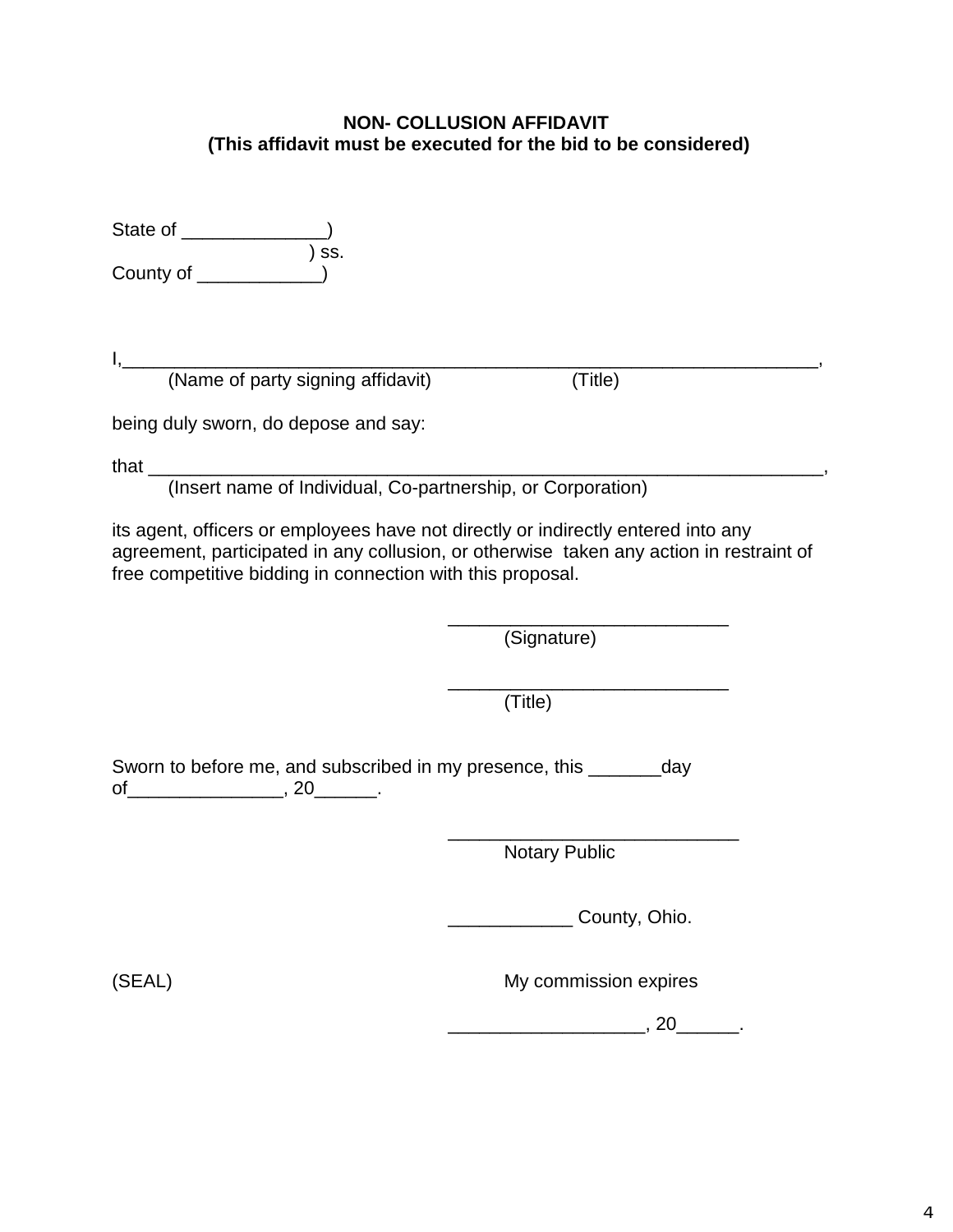**NON- COLLUSION AFFIDAVIT**
**(This affidavit must be executed for the bid to be considered)**

State of ______________)
) ss.
County of ____________)

I,___________________________________________________________________________,
(Name of party signing affidavit) (Title)

being duly sworn, do depose and say:

that __________________________________________________________________________,
(Insert name of Individual, Co-partnership, or Corporation)

its agent, officers or employees have not directly or indirectly entered into any agreement, participated in any collusion, or otherwise taken any action in restraint of free competitive bidding in connection with this proposal.

___________________________
(Signature)

___________________________
(Title)

Sworn to before me, and subscribed in my presence, this _______day of_______________, 20______.

____________________________
Notary Public

____________ County, Ohio.

(SEAL)

My commission expires

___________________, 20______.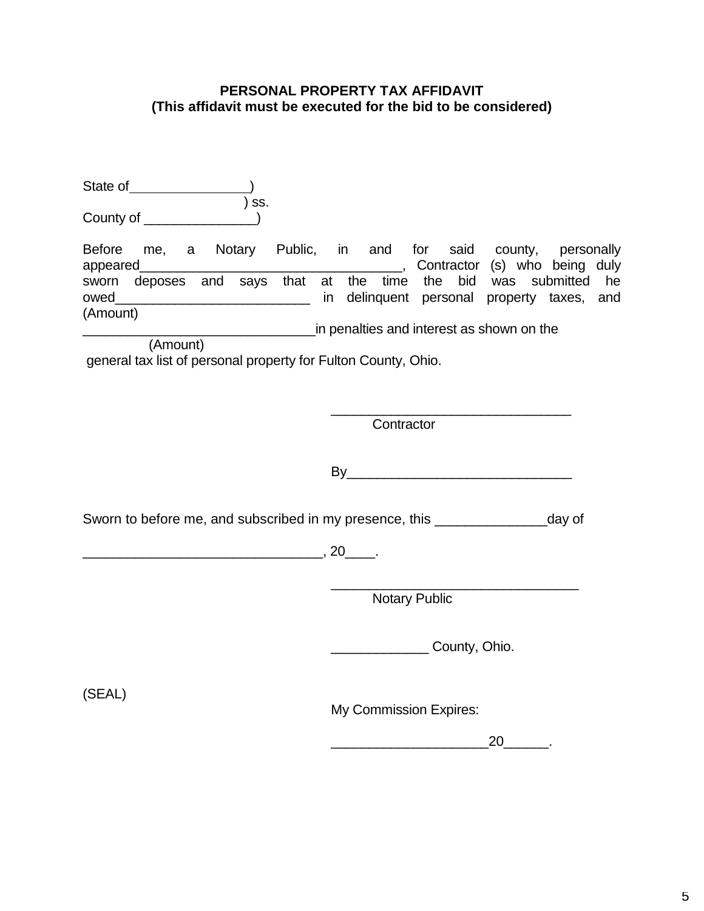**PERSONAL PROPERTY TAX AFFIDAVIT**
**(This affidavit must be executed for the bid to be considered)**

State of________________)
) ss.
County of _______________)

Before me, a Notary Public, in and for said county, personally appeared___________________________________, Contractor (s) who being duly sworn deposes and says that at the time the bid was submitted he owed_________________________ in delinquent personal property taxes, and
(Amount)
______________________________in penalties and interest as shown on the
(Amount)
general tax list of personal property for Fulton County, Ohio.

_______________________________
Contractor

By_____________________________

Sworn to before me, and subscribed in my presence, this _______________day of

_______________________________, 20____.

________________________________
Notary Public

_____________ County, Ohio.

(SEAL)

My Commission Expires:

____________________20______.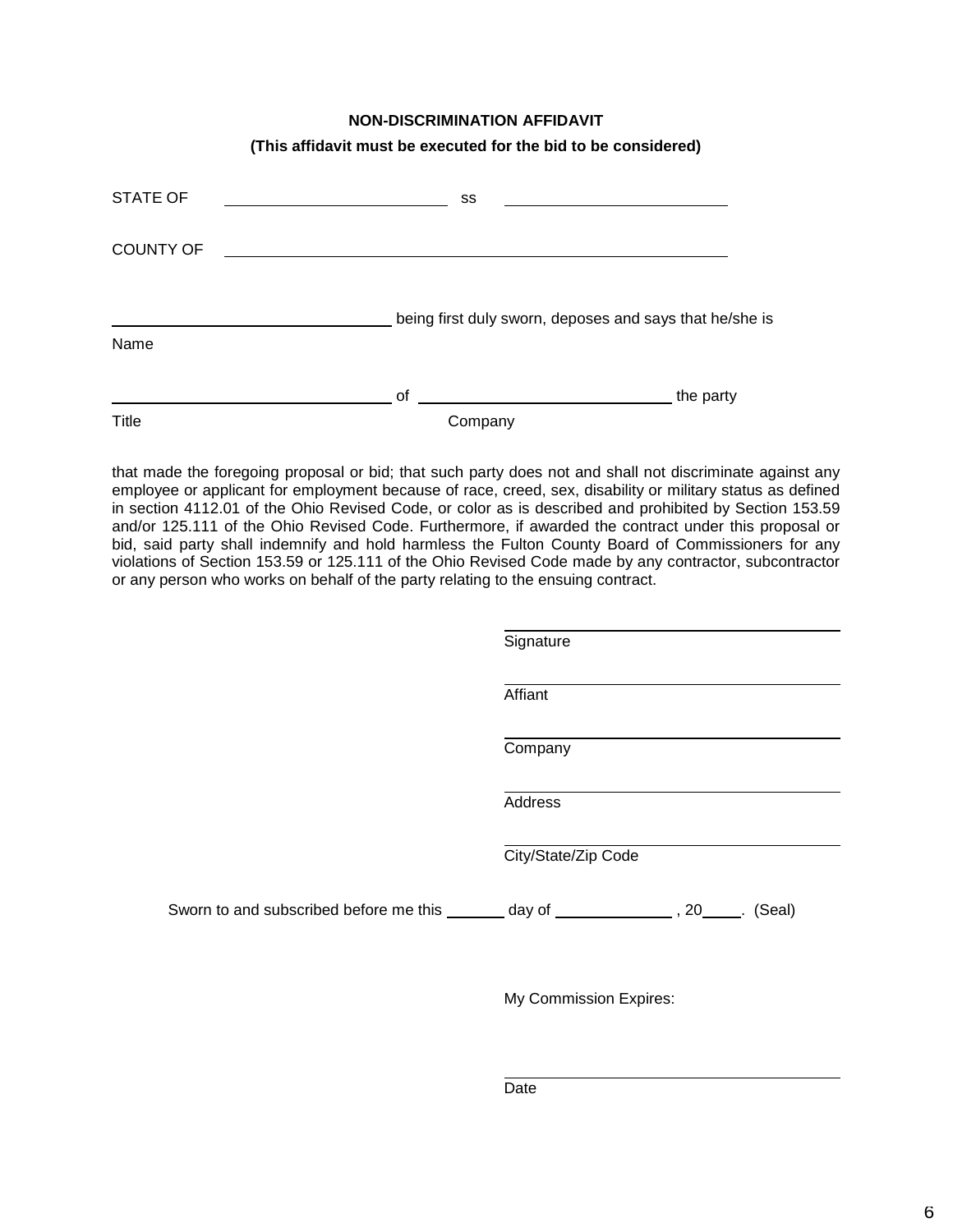**NON-DISCRIMINATION AFFIDAVIT**

**(This affidavit must be executed for the bid to be considered)**

STATE OF \_\_\_\_\_\_\_\_\_\_\_\_\_\_\_\_\_\_\_\_\_\_\_\_\_\_ ss \_\_\_\_\_\_\_\_\_\_\_\_\_\_\_\_\_\_\_\_\_\_\_\_\_\_

COUNTY OF \_\_\_\_\_\_\_\_\_\_\_\_\_\_\_\_\_\_\_\_\_\_\_\_\_\_\_\_\_\_\_\_\_\_\_\_\_\_\_\_\_\_\_\_\_\_\_\_\_\_\_\_\_\_\_\_

\_\_\_\_\_\_\_\_\_\_\_\_\_\_\_\_\_\_\_\_\_\_\_\_\_\_\_\_\_\_\_\_\_\_ being first duly sworn, deposes and says that he/she is
Name

\_\_\_\_\_\_\_\_\_\_\_\_\_\_\_\_\_\_\_\_\_\_\_\_\_\_\_\_\_\_\_\_\_\_ of \_\_\_\_\_\_\_\_\_\_\_\_\_\_\_\_\_\_\_\_\_\_\_\_\_\_\_\_\_\_ the party
Title Company

that made the foregoing proposal or bid; that such party does not and shall not discriminate against any employee or applicant for employment because of race, creed, sex, disability or military status as defined in section 4112.01 of the Ohio Revised Code, or color as is described and prohibited by Section 153.59 and/or 125.111 of the Ohio Revised Code. Furthermore, if awarded the contract under this proposal or bid, said party shall indemnify and hold harmless the Fulton County Board of Commissioners for any violations of Section 153.59 or 125.111 of the Ohio Revised Code made by any contractor, subcontractor or any person who works on behalf of the party relating to the ensuing contract.

\_\_\_\_\_\_\_\_\_\_\_\_\_\_\_\_\_\_\_\_\_\_\_\_\_\_\_\_\_\_\_\_\_\_\_\_\_\_\_\_
Signature

\_\_\_\_\_\_\_\_\_\_\_\_\_\_\_\_\_\_\_\_\_\_\_\_\_\_\_\_\_\_\_\_\_\_\_\_\_\_\_\_
Affiant

\_\_\_\_\_\_\_\_\_\_\_\_\_\_\_\_\_\_\_\_\_\_\_\_\_\_\_\_\_\_\_\_\_\_\_\_\_\_\_\_
Company

\_\_\_\_\_\_\_\_\_\_\_\_\_\_\_\_\_\_\_\_\_\_\_\_\_\_\_\_\_\_\_\_\_\_\_\_\_\_\_\_
Address

\_\_\_\_\_\_\_\_\_\_\_\_\_\_\_\_\_\_\_\_\_\_\_\_\_\_\_\_\_\_\_\_\_\_\_\_\_\_\_\_
City/State/Zip Code

Sworn to and subscribed before me this \_\_\_\_\_\_\_ day of \_\_\_\_\_\_\_\_\_\_\_\_\_\_ , 20\_\_\_\_\_. (Seal)

My Commission Expires:

\_\_\_\_\_\_\_\_\_\_\_\_\_\_\_\_\_\_\_\_\_\_\_\_\_\_\_\_\_\_\_\_\_\_\_\_\_\_\_\_
Date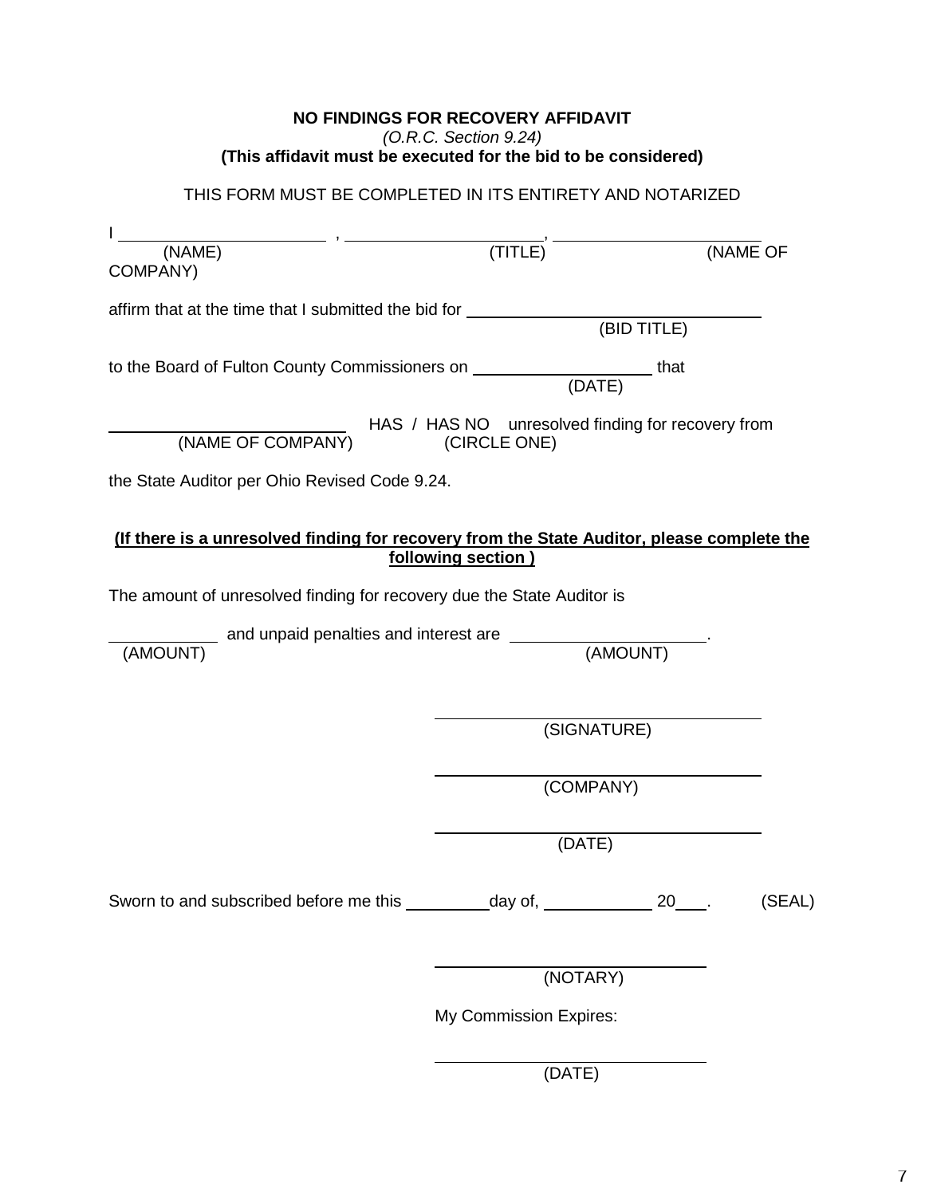**NO FINDINGS FOR RECOVERY AFFIDAVIT**

*(O.R.C. Section 9.24)*

**(This affidavit must be executed for the bid to be considered)**

THIS FORM MUST BE COMPLETED IN ITS ENTIRETY AND NOTARIZED

I ______________________ , ______________________, ______________________
(NAME) (TITLE) (NAME OF COMPANY)

affirm that at the time that I submitted the bid for ________________________________
(BID TITLE)

to the Board of Fulton County Commissioners on ____________________ that
(DATE)

__________________________ HAS / HAS NO unresolved finding for recovery from
(NAME OF COMPANY) (CIRCLE ONE)

the State Auditor per Ohio Revised Code 9.24.

**(If there is a unresolved finding for recovery from the State Auditor, please complete the following section )**

The amount of unresolved finding for recovery due the State Auditor is

____________ and unpaid penalties and interest are ______________________.
(AMOUNT) (AMOUNT)

________________________________________
(SIGNATURE)

________________________________________
(COMPANY)

________________________________________
(DATE)

Sworn to and subscribed before me this __________day of, ____________ 20____. (SEAL)

________________________________________
(NOTARY)

My Commission Expires:

________________________________________
(DATE)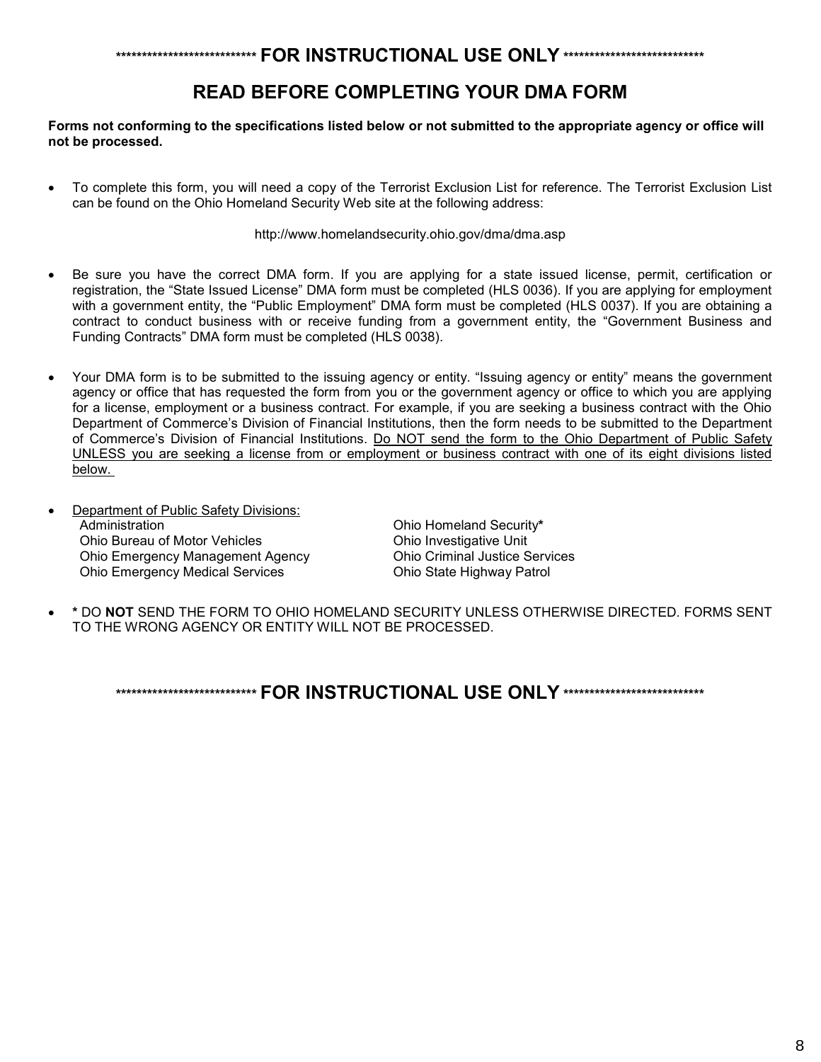*************************** **FOR INSTRUCTIONAL USE ONLY** ***************************

# READ BEFORE COMPLETING YOUR DMA FORM

**Forms not conforming to the specifications listed below or not submitted to the appropriate agency or office will not be processed.**

- To complete this form, you will need a copy of the Terrorist Exclusion List for reference. The Terrorist Exclusion List can be found on the Ohio Homeland Security Web site at the following address:

  http://www.homelandsecurity.ohio.gov/dma/dma.asp

- Be sure you have the correct DMA form. If you are applying for a state issued license, permit, certification or registration, the "State Issued License" DMA form must be completed (HLS 0036). If you are applying for employment with a government entity, the "Public Employment" DMA form must be completed (HLS 0037). If you are obtaining a contract to conduct business with or receive funding from a government entity, the "Government Business and Funding Contracts" DMA form must be completed (HLS 0038).

- Your DMA form is to be submitted to the issuing agency or entity. "Issuing agency or entity" means the government agency or office that has requested the form from you or the government agency or office to which you are applying for a license, employment or a business contract. For example, if you are seeking a business contract with the Ohio Department of Commerce's Division of Financial Institutions, then the form needs to be submitted to the Department of Commerce's Division of Financial Institutions. Do NOT send the form to the Ohio Department of Public Safety UNLESS you are seeking a license from or employment or business contract with one of its eight divisions listed below.

- Department of Public Safety Divisions:
  - Administration
  - Ohio Bureau of Motor Vehicles
  - Ohio Emergency Management Agency
  - Ohio Emergency Medical Services
  - Ohio Homeland Security**\***
  - Ohio Investigative Unit
  - Ohio Criminal Justice Services
  - Ohio State Highway Patrol

- **\*** DO **NOT** SEND THE FORM TO OHIO HOMELAND SECURITY UNLESS OTHERWISE DIRECTED. FORMS SENT TO THE WRONG AGENCY OR ENTITY WILL NOT BE PROCESSED.

*************************** **FOR INSTRUCTIONAL USE ONLY** ***************************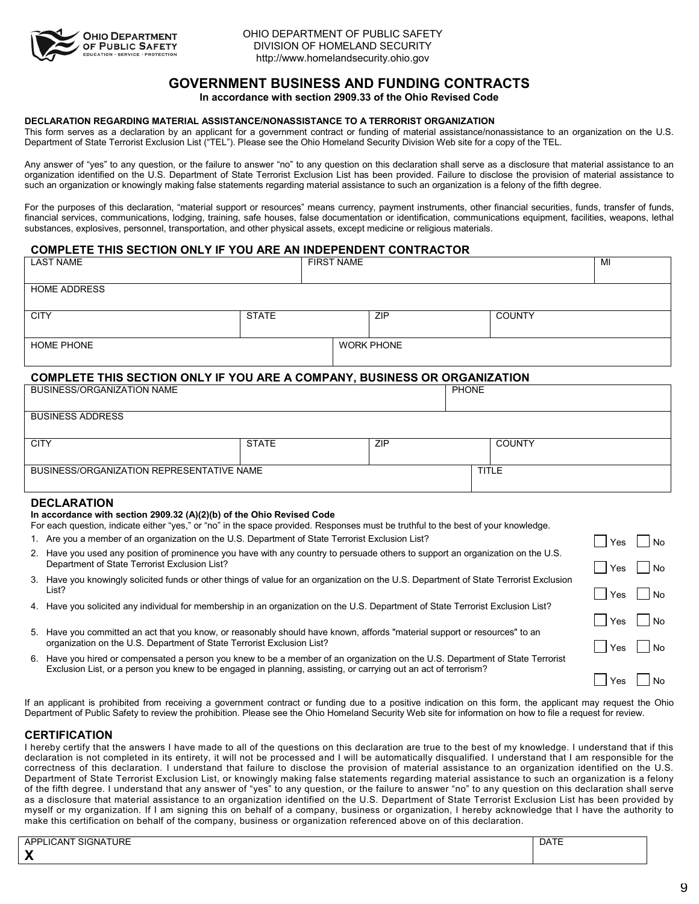OHIO DEPARTMENT OF PUBLIC SAFETY
DIVISION OF HOMELAND SECURITY
http://www.homelandsecurity.ohio.gov

# GOVERNMENT BUSINESS AND FUNDING CONTRACTS

**In accordance with section 2909.33 of the Ohio Revised Code**

**DECLARATION REGARDING MATERIAL ASSISTANCE/NONASSISTANCE TO A TERRORIST ORGANIZATION**

This form serves as a declaration by an applicant for a government contract or funding of material assistance/nonassistance to an organization on the U.S. Department of State Terrorist Exclusion List ("TEL"). Please see the Ohio Homeland Security Division Web site for a copy of the TEL.

Any answer of "yes" to any question, or the failure to answer "no" to any question on this declaration shall serve as a disclosure that material assistance to an organization identified on the U.S. Department of State Terrorist Exclusion List has been provided. Failure to disclose the provision of material assistance to such an organization or knowingly making false statements regarding material assistance to such an organization is a felony of the fifth degree.

For the purposes of this declaration, "material support or resources" means currency, payment instruments, other financial securities, funds, transfer of funds, financial services, communications, lodging, training, safe houses, false documentation or identification, communications equipment, facilities, weapons, lethal substances, explosives, personnel, transportation, and other physical assets, except medicine or religious materials.

## COMPLETE THIS SECTION ONLY IF YOU ARE AN INDEPENDENT CONTRACTOR

| LAST NAME | FIRST NAME | MI |
|---|---|---|
| | | |

| HOME ADDRESS |
|---|
| |

| CITY | STATE | ZIP | COUNTY |
|---|---|---|---|
| | | | |

| HOME PHONE | WORK PHONE |
|---|---|
| | |

## COMPLETE THIS SECTION ONLY IF YOU ARE A COMPANY, BUSINESS OR ORGANIZATION

| BUSINESS/ORGANIZATION NAME | PHONE |
|---|---|
| | |

| BUSINESS ADDRESS |
|---|
| |

| CITY | STATE | ZIP | COUNTY |
|---|---|---|---|
| | | | |

| BUSINESS/ORGANIZATION REPRESENTATIVE NAME | TITLE |
|---|---|
| | |

## DECLARATION

**In accordance with section 2909.32 (A)(2)(b) of the Ohio Revised Code**

For each question, indicate either "yes," or "no" in the space provided. Responses must be truthful to the best of your knowledge.

1. Are you a member of an organization on the U.S. Department of State Terrorist Exclusion List? ☐ Yes ☐ No
2. Have you used any position of prominence you have with any country to persuade others to support an organization on the U.S. Department of State Terrorist Exclusion List? ☐ Yes ☐ No
3. Have you knowingly solicited funds or other things of value for an organization on the U.S. Department of State Terrorist Exclusion List? ☐ Yes ☐ No
4. Have you solicited any individual for membership in an organization on the U.S. Department of State Terrorist Exclusion List? ☐ Yes ☐ No
5. Have you committed an act that you know, or reasonably should have known, affords "material support or resources" to an organization on the U.S. Department of State Terrorist Exclusion List? ☐ Yes ☐ No
6. Have you hired or compensated a person you knew to be a member of an organization on the U.S. Department of State Terrorist Exclusion List, or a person you knew to be engaged in planning, assisting, or carrying out an act of terrorism? ☐ Yes ☐ No

If an applicant is prohibited from receiving a government contract or funding due to a positive indication on this form, the applicant may request the Ohio Department of Public Safety to review the prohibition. Please see the Ohio Homeland Security Web site for information on how to file a request for review.

## CERTIFICATION

I hereby certify that the answers I have made to all of the questions on this declaration are true to the best of my knowledge. I understand that if this declaration is not completed in its entirety, it will not be processed and I will be automatically disqualified. I understand that I am responsible for the correctness of this declaration. I understand that failure to disclose the provision of material assistance to an organization identified on the U.S. Department of State Terrorist Exclusion List, or knowingly making false statements regarding material assistance to such an organization is a felony of the fifth degree. I understand that any answer of "yes" to any question, or the failure to answer "no" to any question on this declaration shall serve as a disclosure that material assistance to an organization identified on the U.S. Department of State Terrorist Exclusion List has been provided by myself or my organization. If I am signing this on behalf of a company, business or organization, I hereby acknowledge that I have the authority to make this certification on behalf of the company, business or organization referenced above on of this declaration.

| APPLICANT SIGNATURE | DATE |
|---|---|
| **X** | |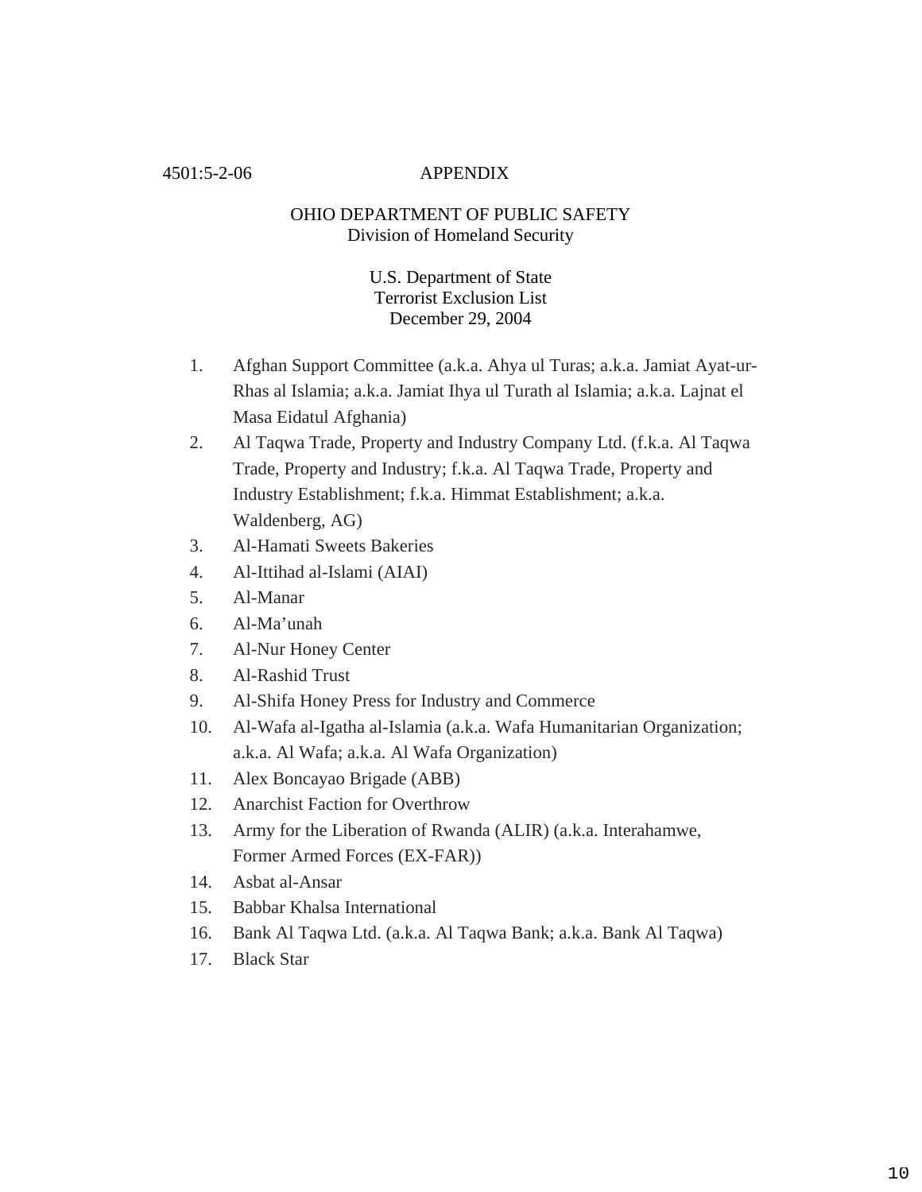4501:5-2-06 APPENDIX

OHIO DEPARTMENT OF PUBLIC SAFETY
Division of Homeland Security

U.S. Department of State
Terrorist Exclusion List
December 29, 2004

1. Afghan Support Committee (a.k.a. Ahya ul Turas; a.k.a. Jamiat Ayat-ur-Rhas al Islamia; a.k.a. Jamiat Ihya ul Turath al Islamia; a.k.a. Lajnat el Masa Eidatul Afghania)
2. Al Taqwa Trade, Property and Industry Company Ltd. (f.k.a. Al Taqwa Trade, Property and Industry; f.k.a. Al Taqwa Trade, Property and Industry Establishment; f.k.a. Himmat Establishment; a.k.a. Waldenberg, AG)
3. Al-Hamati Sweets Bakeries
4. Al-Ittihad al-Islami (AIAI)
5. Al-Manar
6. Al-Ma'unah
7. Al-Nur Honey Center
8. Al-Rashid Trust
9. Al-Shifa Honey Press for Industry and Commerce
10. Al-Wafa al-Igatha al-Islamia (a.k.a. Wafa Humanitarian Organization; a.k.a. Al Wafa; a.k.a. Al Wafa Organization)
11. Alex Boncayao Brigade (ABB)
12. Anarchist Faction for Overthrow
13. Army for the Liberation of Rwanda (ALIR) (a.k.a. Interahamwe, Former Armed Forces (EX-FAR))
14. Asbat al-Ansar
15. Babbar Khalsa International
16. Bank Al Taqwa Ltd. (a.k.a. Al Taqwa Bank; a.k.a. Bank Al Taqwa)
17. Black Star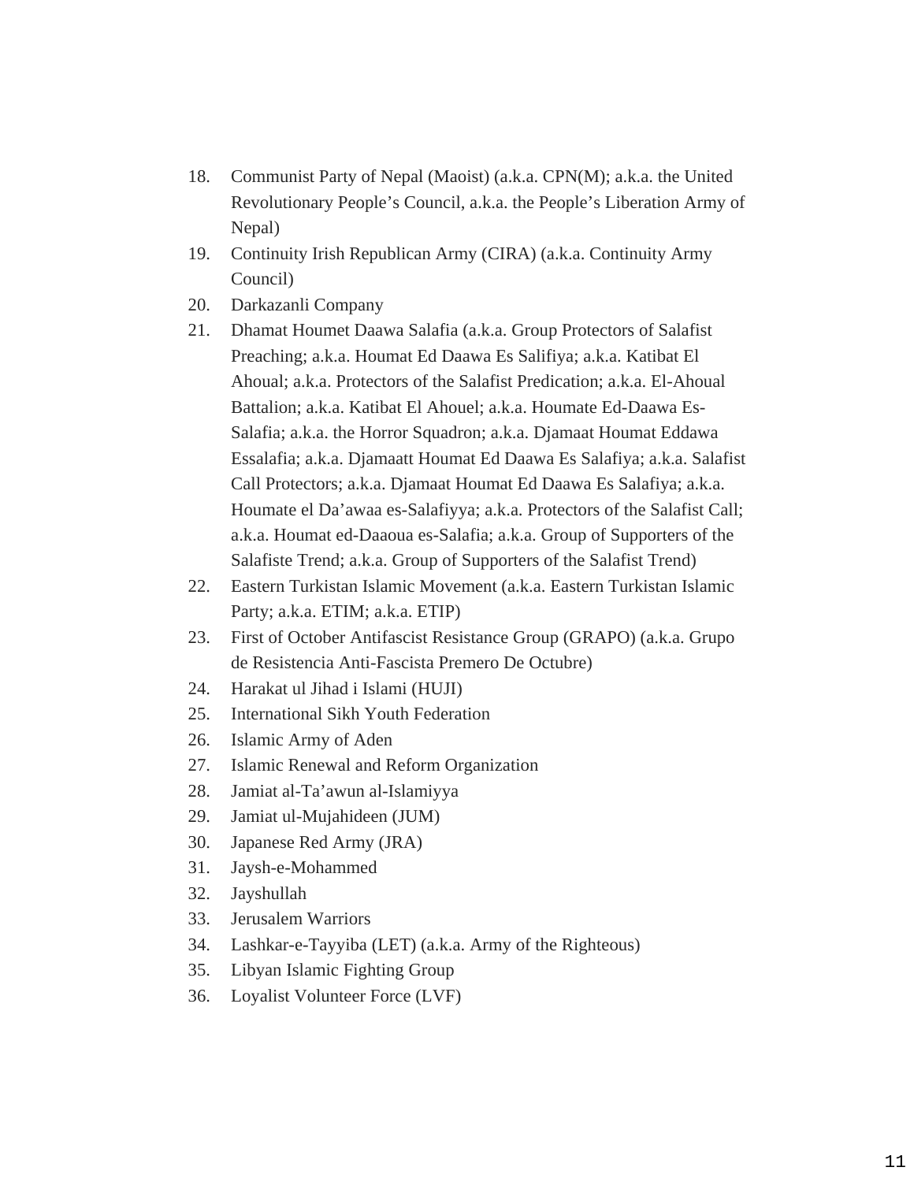18. Communist Party of Nepal (Maoist) (a.k.a. CPN(M); a.k.a. the United Revolutionary People's Council, a.k.a. the People's Liberation Army of Nepal)
19. Continuity Irish Republican Army (CIRA) (a.k.a. Continuity Army Council)
20. Darkazanli Company
21. Dhamat Houmet Daawa Salafia (a.k.a. Group Protectors of Salafist Preaching; a.k.a. Houmat Ed Daawa Es Salifiya; a.k.a. Katibat El Ahoual; a.k.a. Protectors of the Salafist Predication; a.k.a. El-Ahoual Battalion; a.k.a. Katibat El Ahouel; a.k.a. Houmate Ed-Daawa Es-Salafia; a.k.a. the Horror Squadron; a.k.a. Djamaat Houmat Eddawa Essalafia; a.k.a. Djamaatt Houmat Ed Daawa Es Salafiya; a.k.a. Salafist Call Protectors; a.k.a. Djamaat Houmat Ed Daawa Es Salafiya; a.k.a. Houmate el Da'awaa es-Salafiyya; a.k.a. Protectors of the Salafist Call; a.k.a. Houmat ed-Daaoua es-Salafia; a.k.a. Group of Supporters of the Salafiste Trend; a.k.a. Group of Supporters of the Salafist Trend)
22. Eastern Turkistan Islamic Movement (a.k.a. Eastern Turkistan Islamic Party; a.k.a. ETIM; a.k.a. ETIP)
23. First of October Antifascist Resistance Group (GRAPO) (a.k.a. Grupo de Resistencia Anti-Fascista Premero De Octubre)
24. Harakat ul Jihad i Islami (HUJI)
25. International Sikh Youth Federation
26. Islamic Army of Aden
27. Islamic Renewal and Reform Organization
28. Jamiat al-Ta'awun al-Islamiyya
29. Jamiat ul-Mujahideen (JUM)
30. Japanese Red Army (JRA)
31. Jaysh-e-Mohammed
32. Jayshullah
33. Jerusalem Warriors
34. Lashkar-e-Tayyiba (LET) (a.k.a. Army of the Righteous)
35. Libyan Islamic Fighting Group
36. Loyalist Volunteer Force (LVF)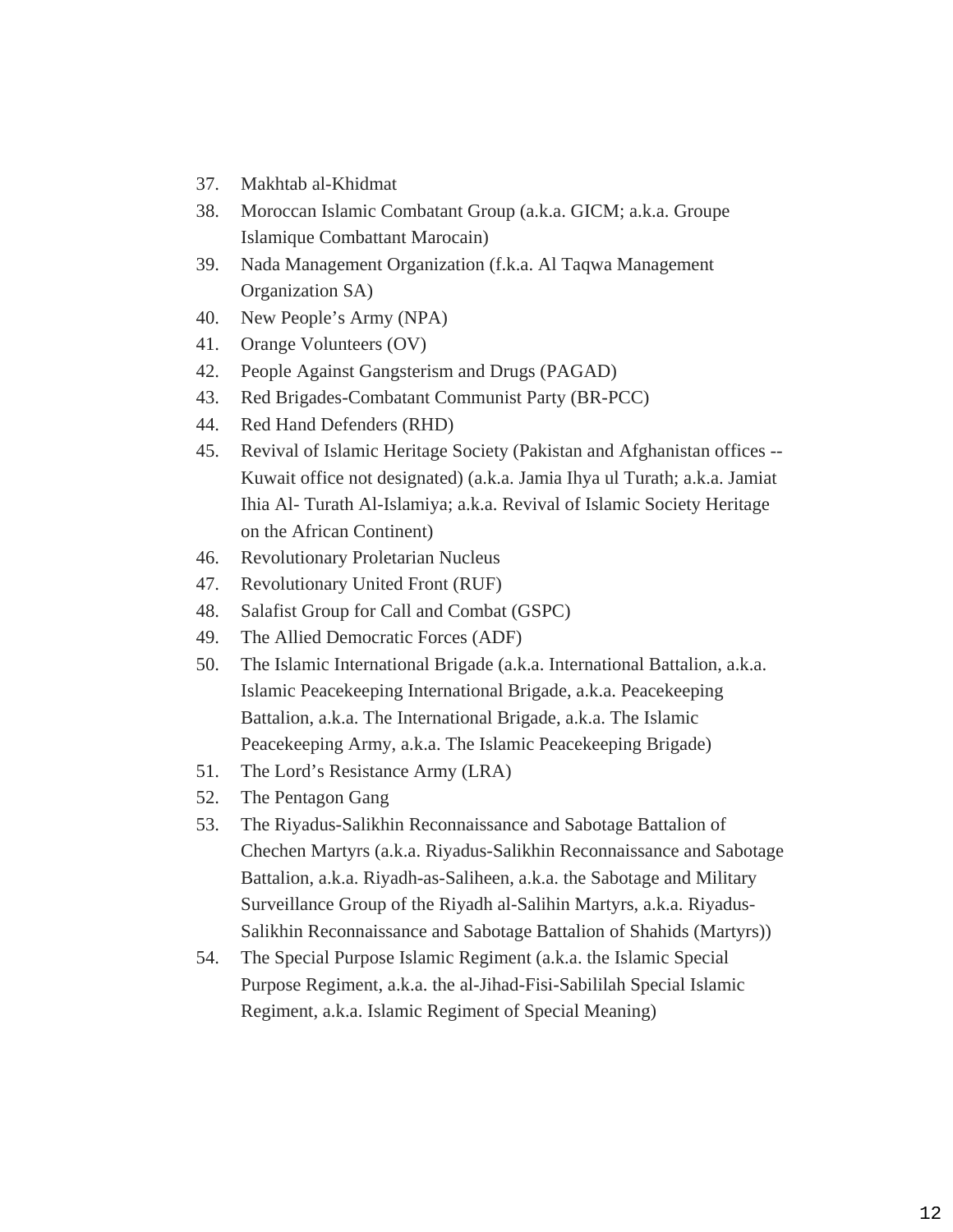37. Makhtab al-Khidmat
38. Moroccan Islamic Combatant Group (a.k.a. GICM; a.k.a. Groupe Islamique Combattant Marocain)
39. Nada Management Organization (f.k.a. Al Taqwa Management Organization SA)
40. New People's Army (NPA)
41. Orange Volunteers (OV)
42. People Against Gangsterism and Drugs (PAGAD)
43. Red Brigades-Combatant Communist Party (BR-PCC)
44. Red Hand Defenders (RHD)
45. Revival of Islamic Heritage Society (Pakistan and Afghanistan offices -- Kuwait office not designated) (a.k.a. Jamia Ihya ul Turath; a.k.a. Jamiat Ihia Al- Turath Al-Islamiya; a.k.a. Revival of Islamic Society Heritage on the African Continent)
46. Revolutionary Proletarian Nucleus
47. Revolutionary United Front (RUF)
48. Salafist Group for Call and Combat (GSPC)
49. The Allied Democratic Forces (ADF)
50. The Islamic International Brigade (a.k.a. International Battalion, a.k.a. Islamic Peacekeeping International Brigade, a.k.a. Peacekeeping Battalion, a.k.a. The International Brigade, a.k.a. The Islamic Peacekeeping Army, a.k.a. The Islamic Peacekeeping Brigade)
51. The Lord's Resistance Army (LRA)
52. The Pentagon Gang
53. The Riyadus-Salikhin Reconnaissance and Sabotage Battalion of Chechen Martyrs (a.k.a. Riyadus-Salikhin Reconnaissance and Sabotage Battalion, a.k.a. Riyadh-as-Saliheen, a.k.a. the Sabotage and Military Surveillance Group of the Riyadh al-Salihin Martyrs, a.k.a. Riyadus-Salikhin Reconnaissance and Sabotage Battalion of Shahids (Martyrs))
54. The Special Purpose Islamic Regiment (a.k.a. the Islamic Special Purpose Regiment, a.k.a. the al-Jihad-Fisi-Sabililah Special Islamic Regiment, a.k.a. Islamic Regiment of Special Meaning)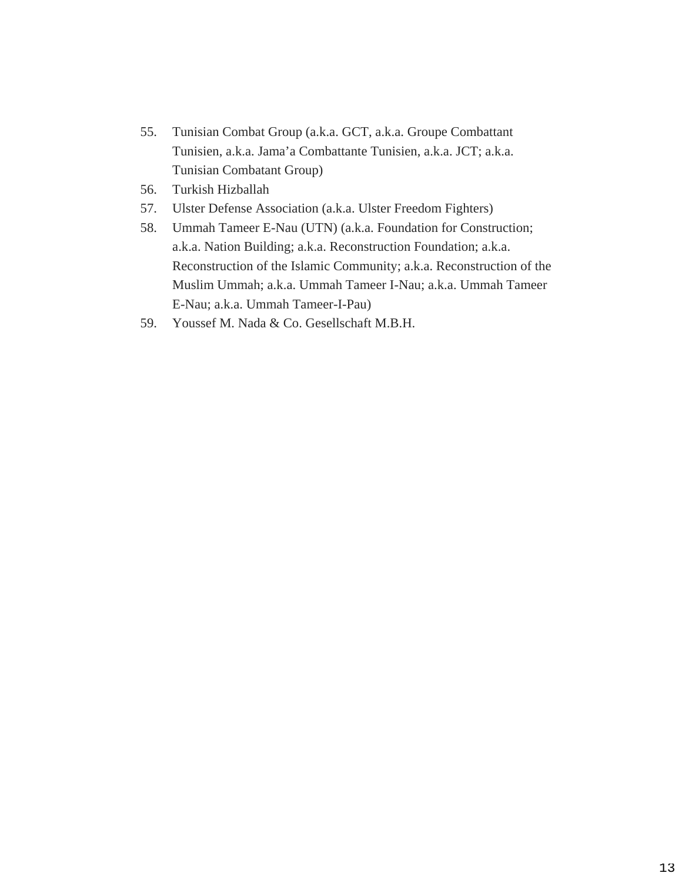55. Tunisian Combat Group (a.k.a. GCT, a.k.a. Groupe Combattant Tunisien, a.k.a. Jama'a Combattante Tunisien, a.k.a. JCT; a.k.a. Tunisian Combatant Group)
56. Turkish Hizballah
57. Ulster Defense Association (a.k.a. Ulster Freedom Fighters)
58. Ummah Tameer E-Nau (UTN) (a.k.a. Foundation for Construction; a.k.a. Nation Building; a.k.a. Reconstruction Foundation; a.k.a. Reconstruction of the Islamic Community; a.k.a. Reconstruction of the Muslim Ummah; a.k.a. Ummah Tameer I-Nau; a.k.a. Ummah Tameer E-Nau; a.k.a. Ummah Tameer-I-Pau)
59. Youssef M. Nada & Co. Gesellschaft M.B.H.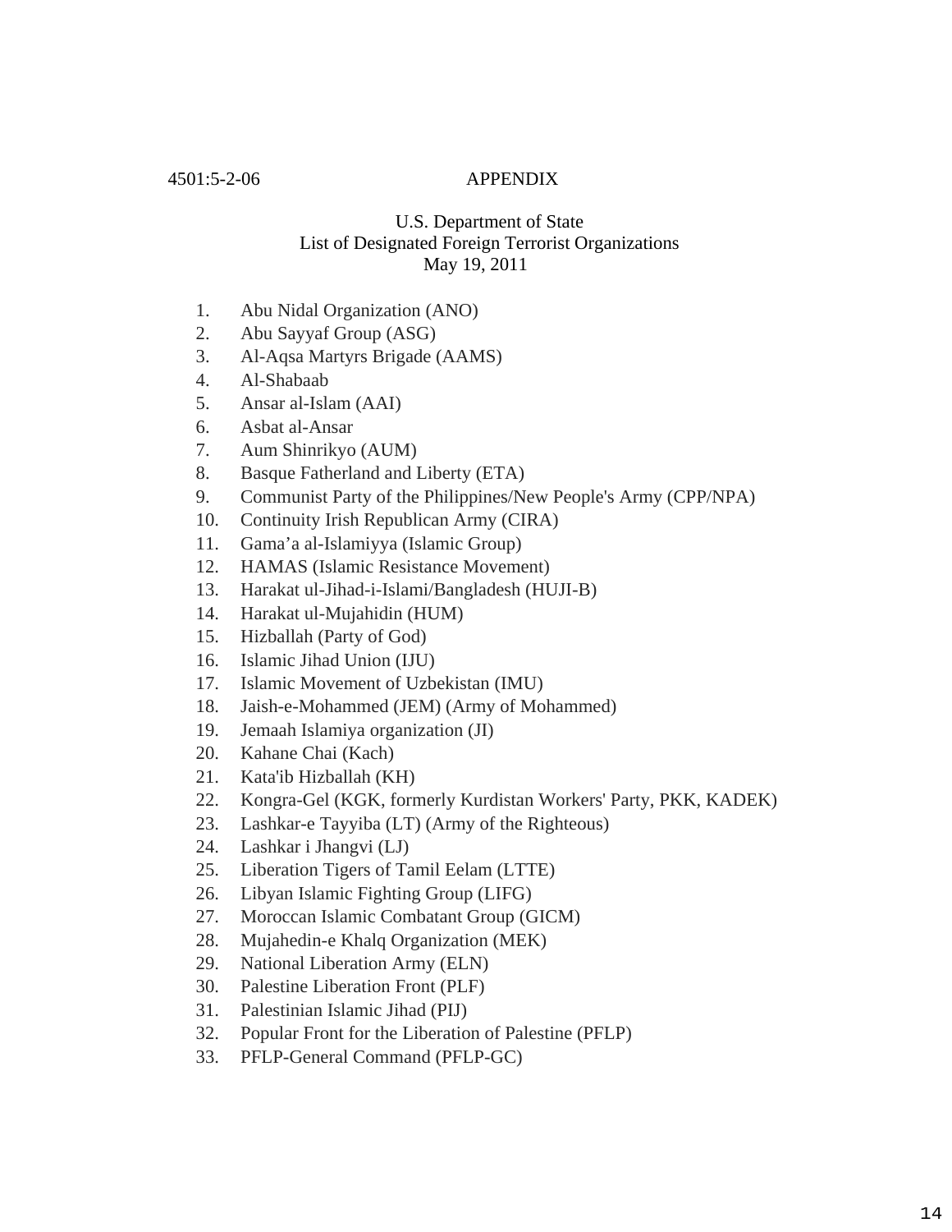4501:5-2-06 APPENDIX

U.S. Department of State
List of Designated Foreign Terrorist Organizations
May 19, 2011

1. Abu Nidal Organization (ANO)
2. Abu Sayyaf Group (ASG)
3. Al-Aqsa Martyrs Brigade (AAMS)
4. Al-Shabaab
5. Ansar al-Islam (AAI)
6. Asbat al-Ansar
7. Aum Shinrikyo (AUM)
8. Basque Fatherland and Liberty (ETA)
9. Communist Party of the Philippines/New People's Army (CPP/NPA)
10. Continuity Irish Republican Army (CIRA)
11. Gama'a al-Islamiyya (Islamic Group)
12. HAMAS (Islamic Resistance Movement)
13. Harakat ul-Jihad-i-Islami/Bangladesh (HUJI-B)
14. Harakat ul-Mujahidin (HUM)
15. Hizballah (Party of God)
16. Islamic Jihad Union (IJU)
17. Islamic Movement of Uzbekistan (IMU)
18. Jaish-e-Mohammed (JEM) (Army of Mohammed)
19. Jemaah Islamiya organization (JI)
20. Kahane Chai (Kach)
21. Kata'ib Hizballah (KH)
22. Kongra-Gel (KGK, formerly Kurdistan Workers' Party, PKK, KADEK)
23. Lashkar-e Tayyiba (LT) (Army of the Righteous)
24. Lashkar i Jhangvi (LJ)
25. Liberation Tigers of Tamil Eelam (LTTE)
26. Libyan Islamic Fighting Group (LIFG)
27. Moroccan Islamic Combatant Group (GICM)
28. Mujahedin-e Khalq Organization (MEK)
29. National Liberation Army (ELN)
30. Palestine Liberation Front (PLF)
31. Palestinian Islamic Jihad (PIJ)
32. Popular Front for the Liberation of Palestine (PFLP)
33. PFLP-General Command (PFLP-GC)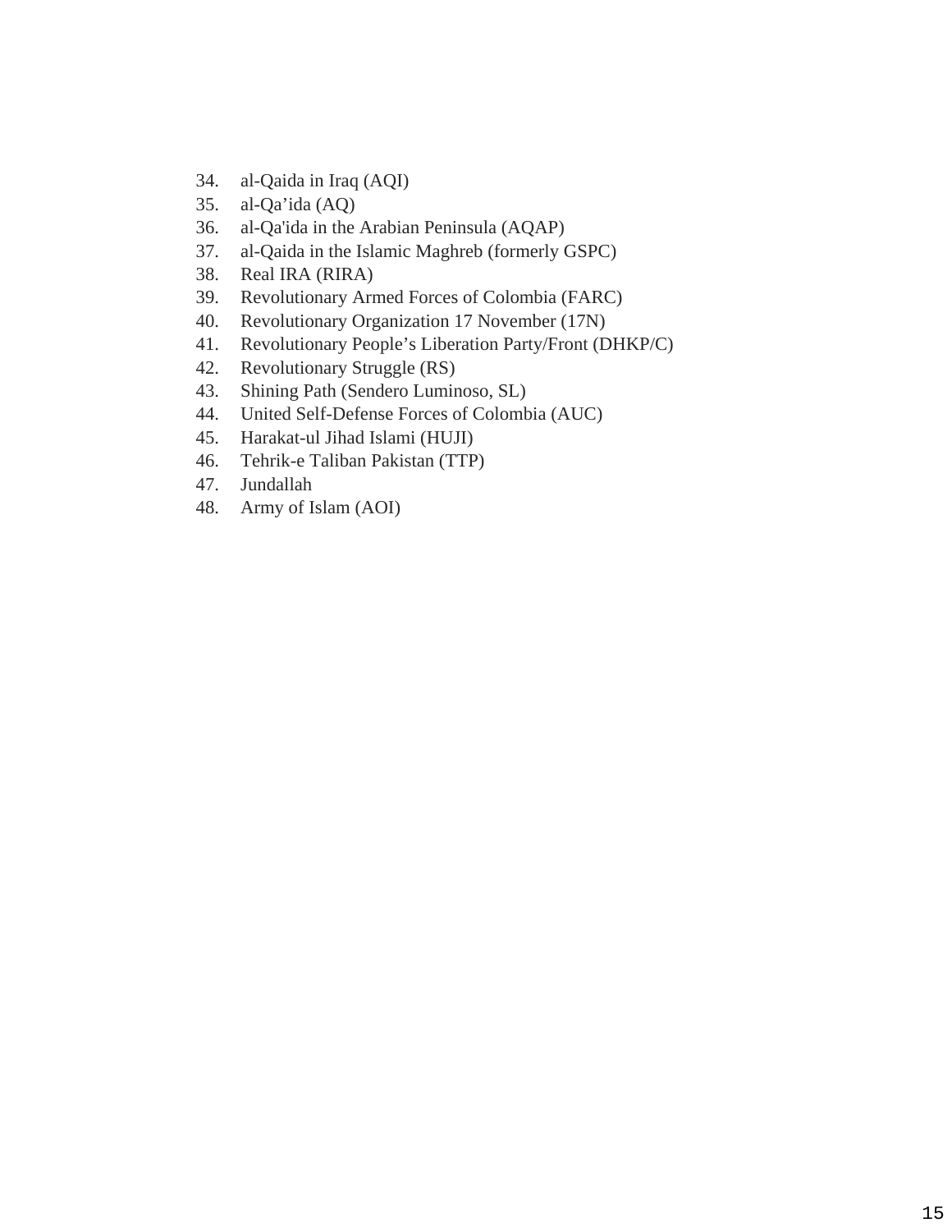34. al-Qaida in Iraq (AQI)
35. al-Qa'ida (AQ)
36. al-Qa'ida in the Arabian Peninsula (AQAP)
37. al-Qaida in the Islamic Maghreb (formerly GSPC)
38. Real IRA (RIRA)
39. Revolutionary Armed Forces of Colombia (FARC)
40. Revolutionary Organization 17 November (17N)
41. Revolutionary People's Liberation Party/Front (DHKP/C)
42. Revolutionary Struggle (RS)
43. Shining Path (Sendero Luminoso, SL)
44. United Self-Defense Forces of Colombia (AUC)
45. Harakat-ul Jihad Islami (HUJI)
46. Tehrik-e Taliban Pakistan (TTP)
47. Jundallah
48. Army of Islam (AOI)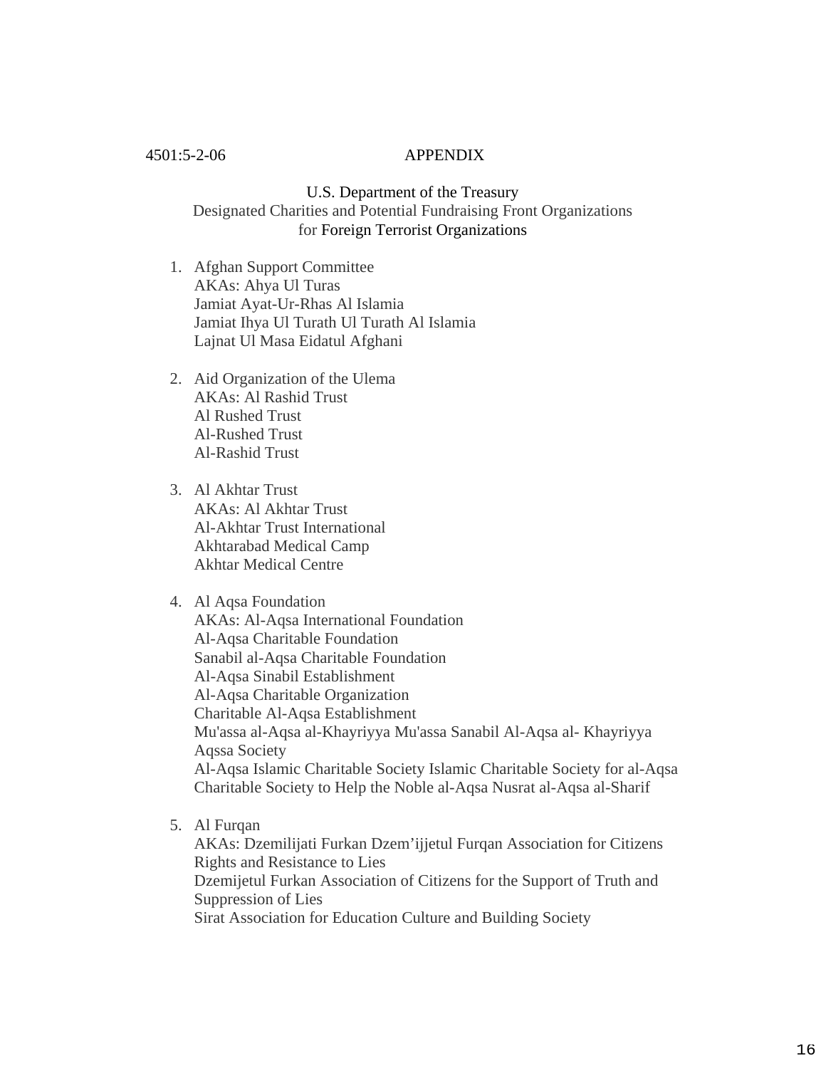4501:5-2-06 APPENDIX

U.S. Department of the Treasury
Designated Charities and Potential Fundraising Front Organizations
for Foreign Terrorist Organizations

1. Afghan Support Committee
   AKAs: Ahya Ul Turas
   Jamiat Ayat-Ur-Rhas Al Islamia
   Jamiat Ihya Ul Turath Ul Turath Al Islamia
   Lajnat Ul Masa Eidatul Afghani

2. Aid Organization of the Ulema
   AKAs: Al Rashid Trust
   Al Rushed Trust
   Al-Rushed Trust
   Al-Rashid Trust

3. Al Akhtar Trust
   AKAs: Al Akhtar Trust
   Al-Akhtar Trust International
   Akhtarabad Medical Camp
   Akhtar Medical Centre

4. Al Aqsa Foundation
   AKAs: Al-Aqsa International Foundation
   Al-Aqsa Charitable Foundation
   Sanabil al-Aqsa Charitable Foundation
   Al-Aqsa Sinabil Establishment
   Al-Aqsa Charitable Organization
   Charitable Al-Aqsa Establishment
   Mu'assa al-Aqsa al-Khayriyya Mu'assa Sanabil Al-Aqsa al- Khayriyya
   Aqssa Society
   Al-Aqsa Islamic Charitable Society Islamic Charitable Society for al-Aqsa
   Charitable Society to Help the Noble al-Aqsa Nusrat al-Aqsa al-Sharif

5. Al Furqan
   AKAs: Dzemilijati Furkan Dzem'ijjetul Furqan Association for Citizens Rights and Resistance to Lies
   Dzemijetul Furkan Association of Citizens for the Support of Truth and Suppression of Lies
   Sirat Association for Education Culture and Building Society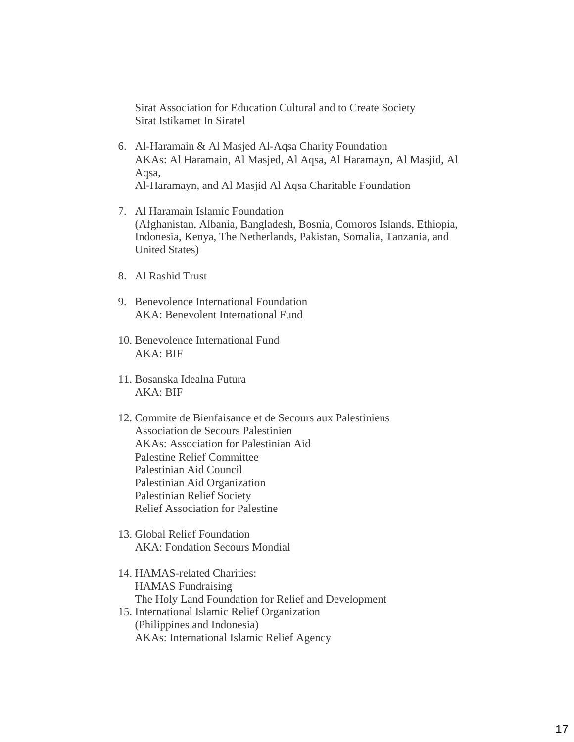Sirat Association for Education Cultural and to Create Society
Sirat Istikamet In Siratel

6. Al-Haramain & Al Masjed Al-Aqsa Charity Foundation
   AKAs: Al Haramain, Al Masjed, Al Aqsa, Al Haramayn, Al Masjid, Al Aqsa,
   Al-Haramayn, and Al Masjid Al Aqsa Charitable Foundation

7. Al Haramain Islamic Foundation
   (Afghanistan, Albania, Bangladesh, Bosnia, Comoros Islands, Ethiopia, Indonesia, Kenya, The Netherlands, Pakistan, Somalia, Tanzania, and United States)

8. Al Rashid Trust

9. Benevolence International Foundation
   AKA: Benevolent International Fund

10. Benevolence International Fund
    AKA: BIF

11. Bosanska Idealna Futura
    AKA: BIF

12. Commite de Bienfaisance et de Secours aux Palestiniens
    Association de Secours Palestinien
    AKAs: Association for Palestinian Aid
    Palestine Relief Committee
    Palestinian Aid Council
    Palestinian Aid Organization
    Palestinian Relief Society
    Relief Association for Palestine

13. Global Relief Foundation
    AKA: Fondation Secours Mondial

14. HAMAS-related Charities:
    HAMAS Fundraising
    The Holy Land Foundation for Relief and Development

15. International Islamic Relief Organization
    (Philippines and Indonesia)
    AKAs: International Islamic Relief Agency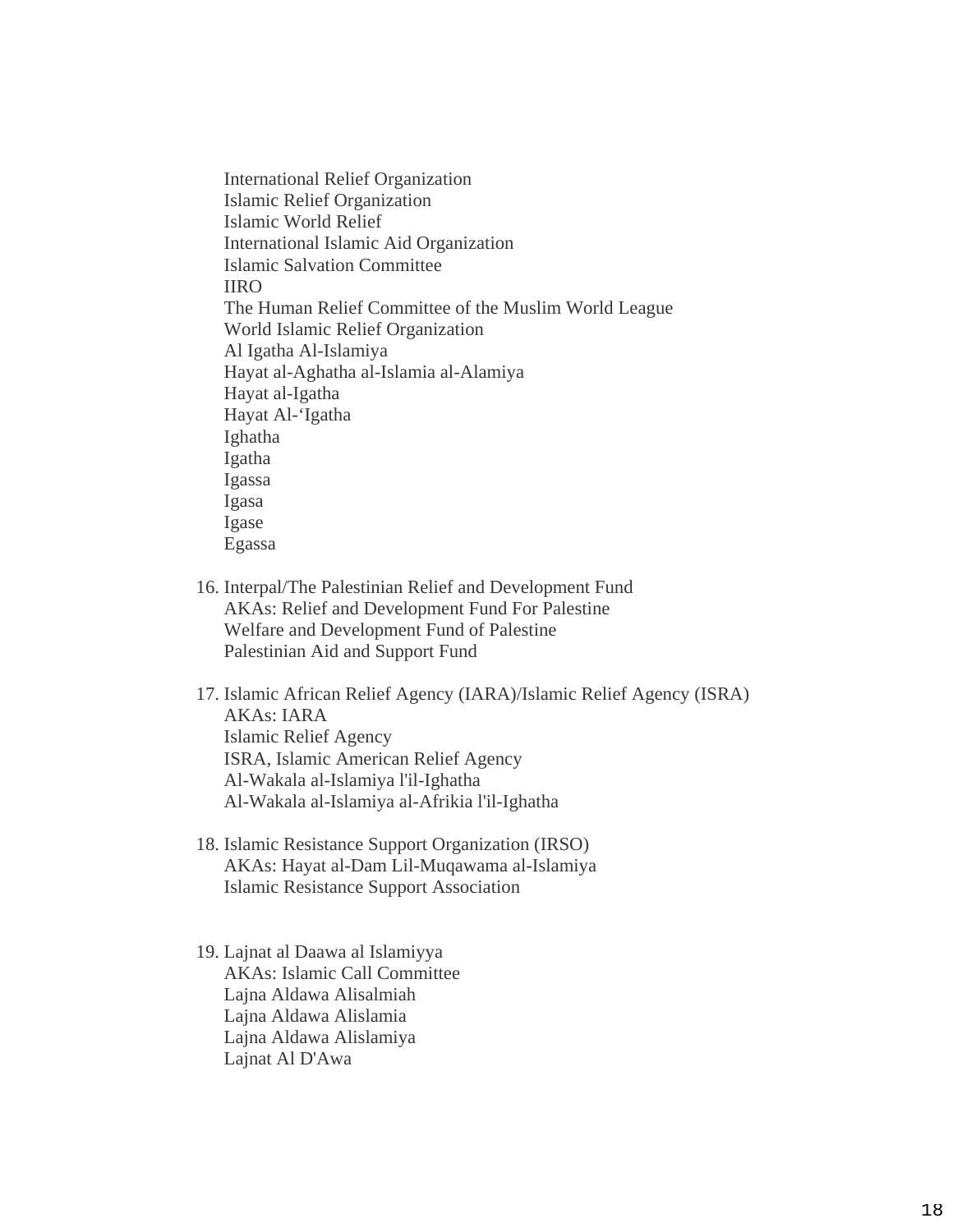International Relief Organization
Islamic Relief Organization
Islamic World Relief
International Islamic Aid Organization
Islamic Salvation Committee
IIRO
The Human Relief Committee of the Muslim World League
World Islamic Relief Organization
Al Igatha Al-Islamiya
Hayat al-Aghatha al-Islamia al-Alamiya
Hayat al-Igatha
Hayat Al-‘Igatha
Ighatha
Igatha
Igassa
Igasa
Igase
Egassa

16. Interpal/The Palestinian Relief and Development Fund
    AKAs: Relief and Development Fund For Palestine
    Welfare and Development Fund of Palestine
    Palestinian Aid and Support Fund

17. Islamic African Relief Agency (IARA)/Islamic Relief Agency (ISRA)
    AKAs: IARA
    Islamic Relief Agency
    ISRA, Islamic American Relief Agency
    Al-Wakala al-Islamiya l'il-Ighatha
    Al-Wakala al-Islamiya al-Afrikia l'il-Ighatha

18. Islamic Resistance Support Organization (IRSO)
    AKAs: Hayat al-Dam Lil-Muqawama al-Islamiya
    Islamic Resistance Support Association

19. Lajnat al Daawa al Islamiyya
    AKAs: Islamic Call Committee
    Lajna Aldawa Alisalmiah
    Lajna Aldawa Alislamia
    Lajna Aldawa Alislamiya
    Lajnat Al D'Awa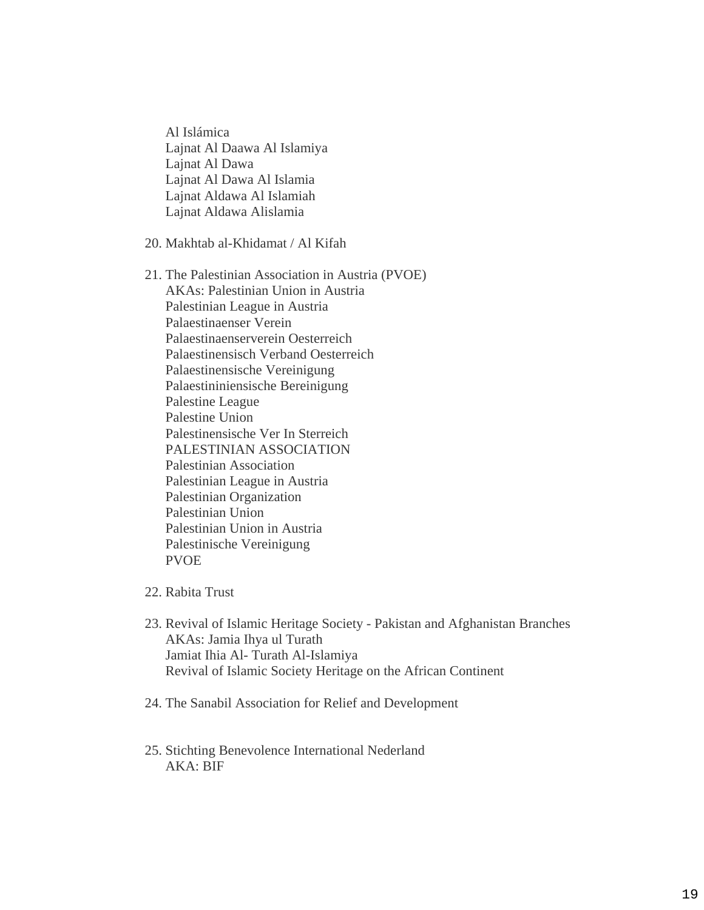Al Islámica
Lajnat Al Daawa Al Islamiya
Lajnat Al Dawa
Lajnat Al Dawa Al Islamia
Lajnat Aldawa Al Islamiah
Lajnat Aldawa Alislamia

20. Makhtab al-Khidamat / Al Kifah

21. The Palestinian Association in Austria (PVOE)
    AKAs: Palestinian Union in Austria
    Palestinian League in Austria
    Palaestinaenser Verein
    Palaestinaenserverein Oesterreich
    Palaestinensisch Verband Oesterreich
    Palaestinensische Vereinigung
    Palaestininiensische Bereinigung
    Palestine League
    Palestine Union
    Palestinensische Ver In Sterreich
    PALESTINIAN ASSOCIATION
    Palestinian Association
    Palestinian League in Austria
    Palestinian Organization
    Palestinian Union
    Palestinian Union in Austria
    Palestinische Vereinigung
    PVOE

22. Rabita Trust

23. Revival of Islamic Heritage Society - Pakistan and Afghanistan Branches
    AKAs: Jamia Ihya ul Turath
    Jamiat Ihia Al- Turath Al-Islamiya
    Revival of Islamic Society Heritage on the African Continent

24. The Sanabil Association for Relief and Development

25. Stichting Benevolence International Nederland
    AKA: BIF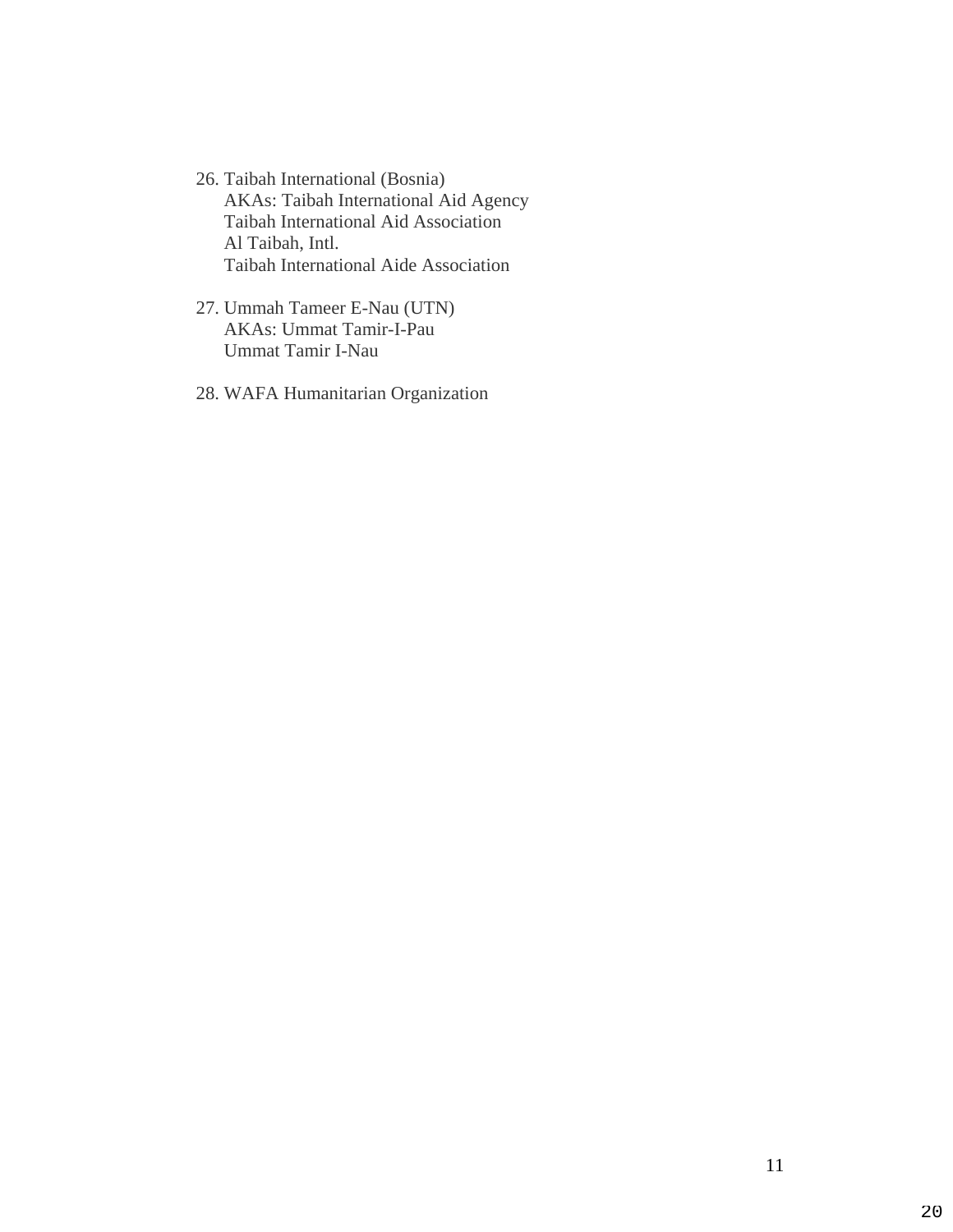26. Taibah International (Bosnia)
    AKAs: Taibah International Aid Agency
    Taibah International Aid Association
    Al Taibah, Intl.
    Taibah International Aide Association

27. Ummah Tameer E-Nau (UTN)
    AKAs: Ummat Tamir-I-Pau
    Ummat Tamir I-Nau

28. WAFA Humanitarian Organization